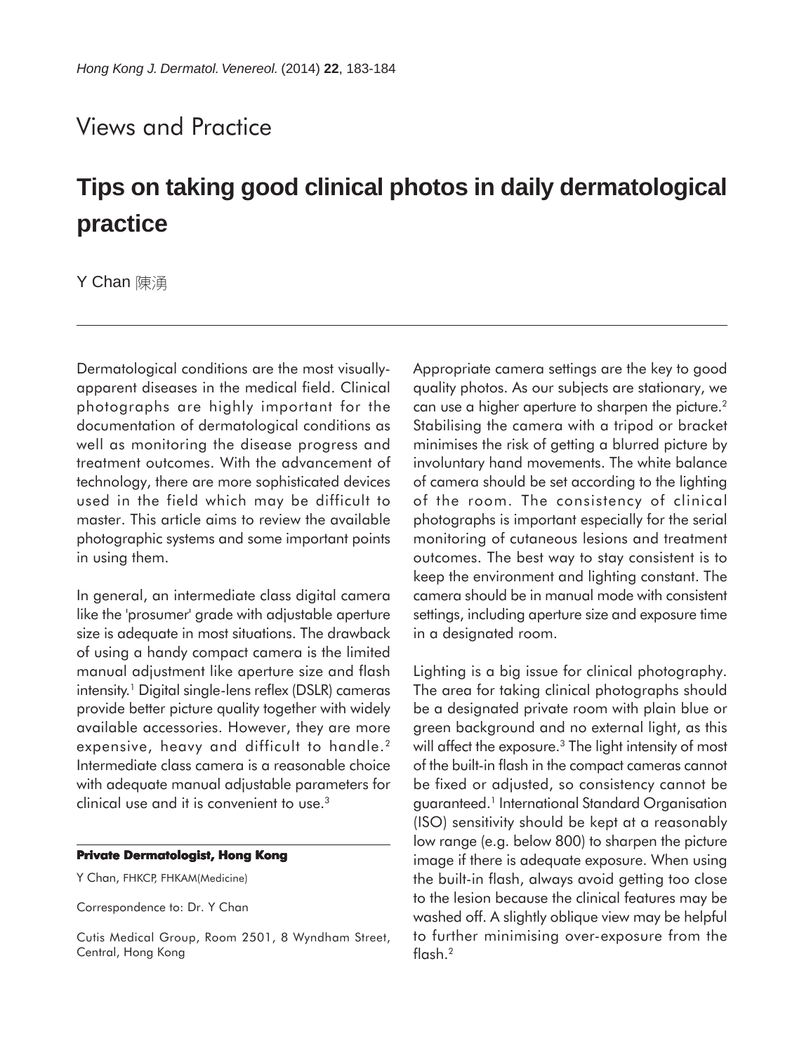Views and Practice

# Tips on taking good clinical photos in daily dermatological practice

Y Chan 陳湧

Dermatological conditions are the most visually-apparent diseases in the medical field. Clinical photographs are highly important for the documentation of dermatological conditions as well as monitoring the disease progress and treatment outcomes. With the advancement of technology, there are more sophisticated devices used in the field which may be difficult to master. This article aims to review the available photographic systems and some important points in using them.

In general, an intermediate class digital camera like the 'prosumer' grade with adjustable aperture size is adequate in most situations. The drawback of using a handy compact camera is the limited manual adjustment like aperture size and flash intensity.[1] Digital single-lens reflex (DSLR) cameras provide better picture quality together with widely available accessories. However, they are more expensive, heavy and difficult to handle.[2] Intermediate class camera is a reasonable choice with adequate manual adjustable parameters for clinical use and it is convenient to use.[3]

Appropriate camera settings are the key to good quality photos. As our subjects are stationary, we can use a higher aperture to sharpen the picture.[2] Stabilising the camera with a tripod or bracket minimises the risk of getting a blurred picture by involuntary hand movements. The white balance of camera should be set according to the lighting of the room. The consistency of clinical photographs is important especially for the serial monitoring of cutaneous lesions and treatment outcomes. The best way to stay consistent is to keep the environment and lighting constant. The camera should be in manual mode with consistent settings, including aperture size and exposure time in a designated room.

Lighting is a big issue for clinical photography. The area for taking clinical photographs should be a designated private room with plain blue or green background and no external light, as this will affect the exposure.[3] The light intensity of most of the built-in flash in the compact cameras cannot be fixed or adjusted, so consistency cannot be guaranteed.[1] International Standard Organisation (ISO) sensitivity should be kept at a reasonably low range (e.g. below 800) to sharpen the picture image if there is adequate exposure. When using the built-in flash, always avoid getting too close to the lesion because the clinical features may be washed off. A slightly oblique view may be helpful to further minimising over-exposure from the flash.[2]

---

**Private Dermatologist, Hong Kong**

Y Chan, FHKCP, FHKAM(Medicine)

Correspondence to: Dr. Y Chan

Cutis Medical Group, Room 2501, 8 Wyndham Street, Central, Hong Kong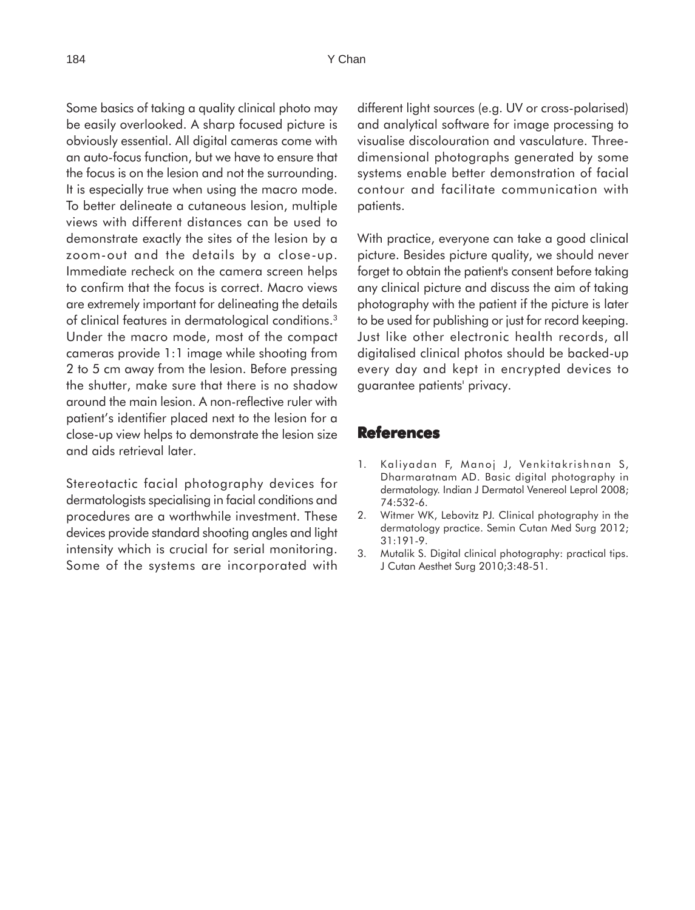Some basics of taking a quality clinical photo may be easily overlooked. A sharp focused picture is obviously essential. All digital cameras come with an auto-focus function, but we have to ensure that the focus is on the lesion and not the surrounding. It is especially true when using the macro mode. To better delineate a cutaneous lesion, multiple views with different distances can be used to demonstrate exactly the sites of the lesion by a zoom-out and the details by a close-up. Immediate recheck on the camera screen helps to confirm that the focus is correct. Macro views are extremely important for delineating the details of clinical features in dermatological conditions.[3] Under the macro mode, most of the compact cameras provide 1:1 image while shooting from 2 to 5 cm away from the lesion. Before pressing the shutter, make sure that there is no shadow around the main lesion. A non-reflective ruler with patient's identifier placed next to the lesion for a close-up view helps to demonstrate the lesion size and aids retrieval later.

Stereotactic facial photography devices for dermatologists specialising in facial conditions and procedures are a worthwhile investment. These devices provide standard shooting angles and light intensity which is crucial for serial monitoring. Some of the systems are incorporated with different light sources (e.g. UV or cross-polarised) and analytical software for image processing to visualise discolouration and vasculature. Three-dimensional photographs generated by some systems enable better demonstration of facial contour and facilitate communication with patients.

With practice, everyone can take a good clinical picture. Besides picture quality, we should never forget to obtain the patient's consent before taking any clinical picture and discuss the aim of taking photography with the patient if the picture is later to be used for publishing or just for record keeping. Just like other electronic health records, all digitalised clinical photos should be backed-up every day and kept in encrypted devices to guarantee patients' privacy.

## References

1. Kaliyadan F, Manoj J, Venkitakrishnan S, Dharmaratnam AD. Basic digital photography in dermatology. Indian J Dermatol Venereol Leprol 2008; 74:532-6.
2. Witmer WK, Lebovitz PJ. Clinical photography in the dermatology practice. Semin Cutan Med Surg 2012; 31:191-9.
3. Mutalik S. Digital clinical photography: practical tips. J Cutan Aesthet Surg 2010;3:48-51.